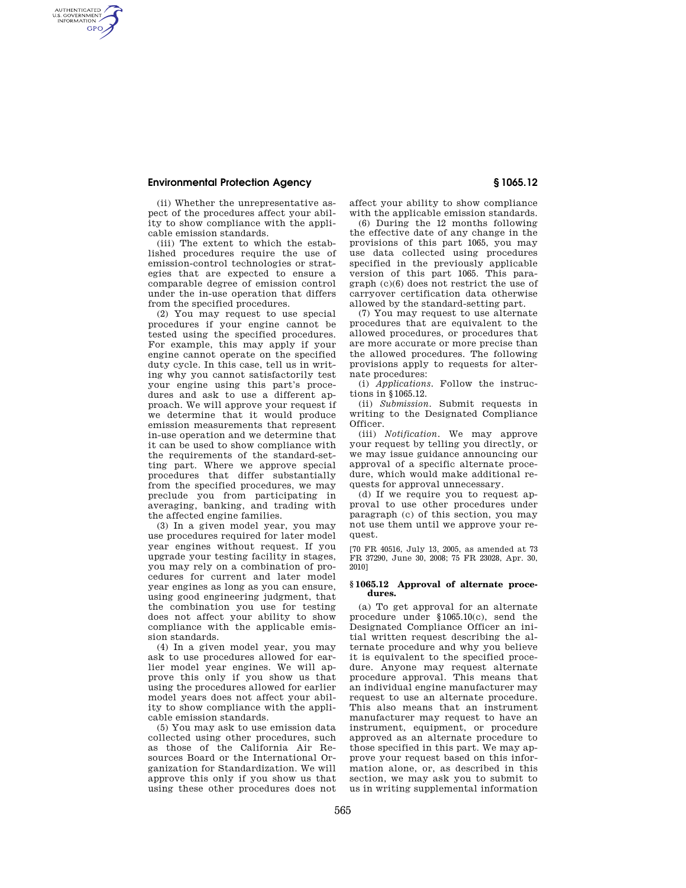(ii) Whether the unrepresentative aspect of the procedures affect your ability to show compliance with the applicable emission standards.

(iii) The extent to which the established procedures require the use of emission-control technologies or strategies that are expected to ensure a comparable degree of emission control under the in-use operation that differs from the specified procedures.

(2) You may request to use special procedures if your engine cannot be tested using the specified procedures. For example, this may apply if your engine cannot operate on the specified duty cycle. In this case, tell us in writing why you cannot satisfactorily test your engine using this part's procedures and ask to use a different approach. We will approve your request if we determine that it would produce emission measurements that represent in-use operation and we determine that it can be used to show compliance with the requirements of the standard-setting part. Where we approve special procedures that differ substantially from the specified procedures, we may preclude you from participating in averaging, banking, and trading with the affected engine families.

(3) In a given model year, you may use procedures required for later model year engines without request. If you upgrade your testing facility in stages, you may rely on a combination of procedures for current and later model year engines as long as you can ensure, using good engineering judgment, that the combination you use for testing does not affect your ability to show compliance with the applicable emission standards.

(4) In a given model year, you may ask to use procedures allowed for earlier model year engines. We will approve this only if you show us that using the procedures allowed for earlier model years does not affect your ability to show compliance with the applicable emission standards.

(5) You may ask to use emission data collected using other procedures, such as those of the California Air Resources Board or the International Organization for Standardization. We will approve this only if you show us that using these other procedures does not affect your ability to show compliance with the applicable emission standards.

(6) During the 12 months following the effective date of any change in the provisions of this part 1065, you may use data collected using procedures specified in the previously applicable version of this part 1065. This paragraph (c)(6) does not restrict the use of carryover certification data otherwise allowed by the standard-setting part.

(7) You may request to use alternate procedures that are equivalent to the allowed procedures, or procedures that are more accurate or more precise than the allowed procedures. The following provisions apply to requests for alternate procedures:

(i) *Applications.* Follow the instructions in §1065.12.

(ii) *Submission.* Submit requests in writing to the Designated Compliance Officer.

(iii) *Notification.* We may approve your request by telling you directly, or we may issue guidance announcing our approval of a specific alternate procedure, which would make additional requests for approval unnecessary.

(d) If we require you to request approval to use other procedures under paragraph (c) of this section, you may not use them until we approve your request.

[70 FR 40516, July 13, 2005, as amended at 73 FR 37290, June 30, 2008; 75 FR 23028, Apr. 30, 2010]

### § 1065.12 Approval of alternate procedures.

(a) To get approval for an alternate procedure under §1065.10(c), send the Designated Compliance Officer an initial written request describing the alternate procedure and why you believe it is equivalent to the specified procedure. Anyone may request alternate procedure approval. This means that an individual engine manufacturer may request to use an alternate procedure. This also means that an instrument manufacturer may request to have an instrument, equipment, or procedure approved as an alternate procedure to those specified in this part. We may approve your request based on this information alone, or, as described in this section, we may ask you to submit to us in writing supplemental information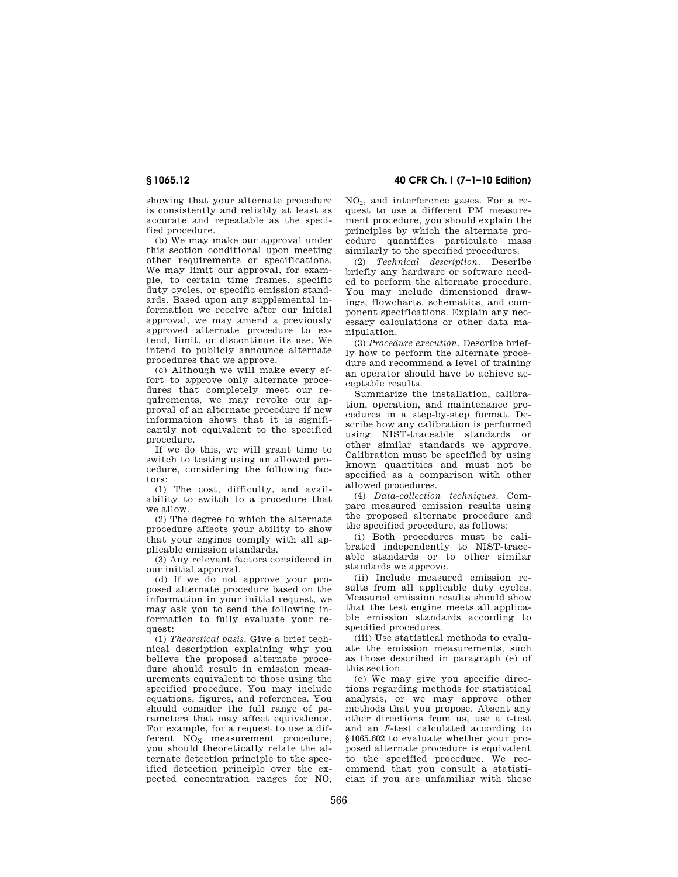showing that your alternate procedure is consistently and reliably at least as accurate and repeatable as the specified procedure.

(b) We may make our approval under this section conditional upon meeting other requirements or specifications. We may limit our approval, for example, to certain time frames, specific duty cycles, or specific emission standards. Based upon any supplemental information we receive after our initial approval, we may amend a previously approved alternate procedure to extend, limit, or discontinue its use. We intend to publicly announce alternate procedures that we approve.

(c) Although we will make every effort to approve only alternate procedures that completely meet our requirements, we may revoke our approval of an alternate procedure if new information shows that it is significantly not equivalent to the specified procedure.

If we do this, we will grant time to switch to testing using an allowed procedure, considering the following factors:

(1) The cost, difficulty, and availability to switch to a procedure that we allow.

(2) The degree to which the alternate procedure affects your ability to show that your engines comply with all applicable emission standards.

(3) Any relevant factors considered in our initial approval.

(d) If we do not approve your proposed alternate procedure based on the information in your initial request, we may ask you to send the following information to fully evaluate your request:

(1) *Theoretical basis.* Give a brief technical description explaining why you believe the proposed alternate procedure should result in emission measurements equivalent to those using the specified procedure. You may include equations, figures, and references. You should consider the full range of parameters that may affect equivalence. For example, for a request to use a different $NO_X$ measurement procedure, you should theoretically relate the alternate detection principle to the specified detection principle over the expected concentration ranges for NO, $NO_2$, and interference gases. For a request to use a different PM measurement procedure, you should explain the principles by which the alternate procedure quantifies particulate mass similarly to the specified procedures.

(2) *Technical description.* Describe briefly any hardware or software needed to perform the alternate procedure. You may include dimensioned drawings, flowcharts, schematics, and component specifications. Explain any necessary calculations or other data manipulation.

(3) *Procedure execution.* Describe briefly how to perform the alternate procedure and recommend a level of training an operator should have to achieve acceptable results.

Summarize the installation, calibration, operation, and maintenance procedures in a step-by-step format. Describe how any calibration is performed using NIST-traceable standards or other similar standards we approve. Calibration must be specified by using known quantities and must not be specified as a comparison with other allowed procedures.

(4) *Data-collection techniques.* Compare measured emission results using the proposed alternate procedure and the specified procedure, as follows:

(i) Both procedures must be calibrated independently to NIST-traceable standards or to other similar standards we approve.

(ii) Include measured emission results from all applicable duty cycles. Measured emission results should show that the test engine meets all applicable emission standards according to specified procedures.

(iii) Use statistical methods to evaluate the emission measurements, such as those described in paragraph (e) of this section.

(e) We may give you specific directions regarding methods for statistical analysis, or we may approve other methods that you propose. Absent any other directions from us, use a *t*-test and an *F*-test calculated according to §1065.602 to evaluate whether your proposed alternate procedure is equivalent to the specified procedure. We recommend that you consult a statistician if you are unfamiliar with these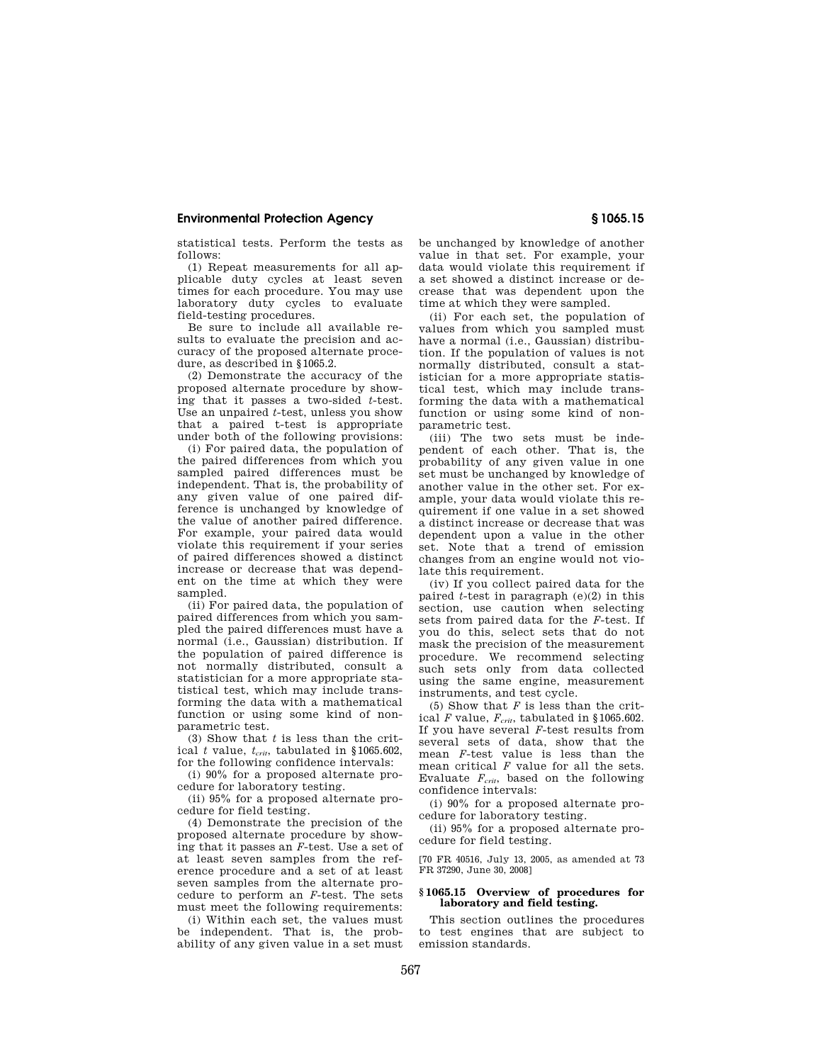statistical tests. Perform the tests as follows:

(1) Repeat measurements for all applicable duty cycles at least seven times for each procedure. You may use laboratory duty cycles to evaluate field-testing procedures.

Be sure to include all available results to evaluate the precision and accuracy of the proposed alternate procedure, as described in §1065.2.

(2) Demonstrate the accuracy of the proposed alternate procedure by showing that it passes a two-sided *t*-test. Use an unpaired *t*-test, unless you show that a paired t-test is appropriate under both of the following provisions:

(i) For paired data, the population of the paired differences from which you sampled paired differences must be independent. That is, the probability of any given value of one paired difference is unchanged by knowledge of the value of another paired difference. For example, your paired data would violate this requirement if your series of paired differences showed a distinct increase or decrease that was dependent on the time at which they were sampled.

(ii) For paired data, the population of paired differences from which you sampled the paired differences must have a normal (i.e., Gaussian) distribution. If the population of paired difference is not normally distributed, consult a statistician for a more appropriate statistical test, which may include transforming the data with a mathematical function or using some kind of nonparametric test.

(3) Show that $t$ is less than the critical $t$ value, $t_{crit}$, tabulated in §1065.602, for the following confidence intervals:

(i) 90% for a proposed alternate procedure for laboratory testing.

(ii) 95% for a proposed alternate procedure for field testing.

(4) Demonstrate the precision of the proposed alternate procedure by showing that it passes an *F*-test. Use a set of at least seven samples from the reference procedure and a set of at least seven samples from the alternate procedure to perform an *F*-test. The sets must meet the following requirements:

(i) Within each set, the values must be independent. That is, the probability of any given value in a set must be unchanged by knowledge of another value in that set. For example, your data would violate this requirement if a set showed a distinct increase or decrease that was dependent upon the time at which they were sampled.

(ii) For each set, the population of values from which you sampled must have a normal (i.e., Gaussian) distribution. If the population of values is not normally distributed, consult a statistician for a more appropriate statistical test, which may include transforming the data with a mathematical function or using some kind of nonparametric test.

(iii) The two sets must be independent of each other. That is, the probability of any given value in one set must be unchanged by knowledge of another value in the other set. For example, your data would violate this requirement if one value in a set showed a distinct increase or decrease that was dependent upon a value in the other set. Note that a trend of emission changes from an engine would not violate this requirement.

(iv) If you collect paired data for the paired *t*-test in paragraph (e)(2) in this section, use caution when selecting sets from paired data for the *F*-test. If you do this, select sets that do not mask the precision of the measurement procedure. We recommend selecting such sets only from data collected using the same engine, measurement instruments, and test cycle.

(5) Show that $F$ is less than the critical $F$ value, $F_{crit}$, tabulated in §1065.602. If you have several *F*-test results from several sets of data, show that the mean *F*-test value is less than the mean critical $F$ value for all the sets. Evaluate $F_{crit}$, based on the following confidence intervals:

(i) 90% for a proposed alternate procedure for laboratory testing.

(ii) 95% for a proposed alternate procedure for field testing.

[70 FR 40516, July 13, 2005, as amended at 73 FR 37290, June 30, 2008]

## §1065.15 Overview of procedures for laboratory and field testing.

This section outlines the procedures to test engines that are subject to emission standards.